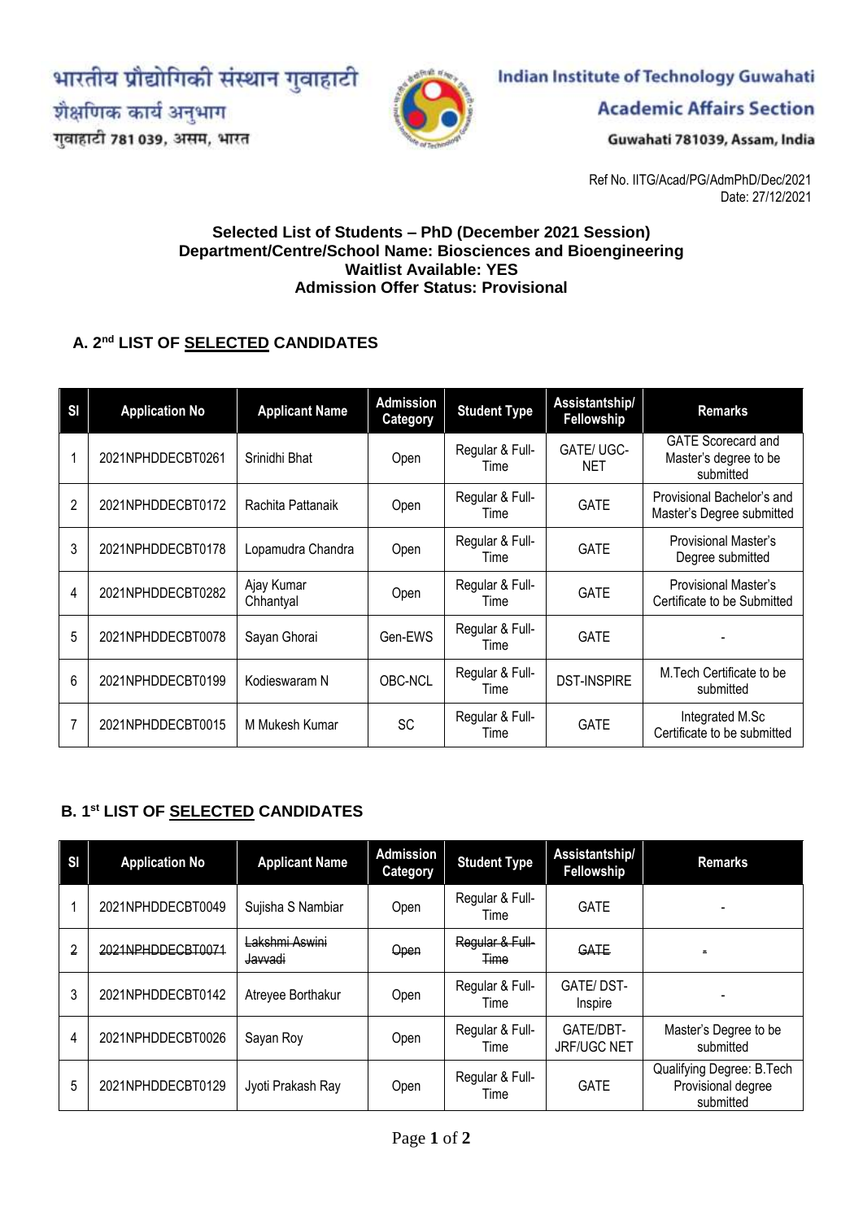भारतीय प्रौद्योगिकी संस्थान गुवाहाटी
शैक्षणिक कार्य अनुभाग
गुवाहाटी 781 039, असम, भारत

**Indian Institute of Technology Guwahati**
**Academic Affairs Section**
Guwahati 781039, Assam, India

Ref No. IITG/Acad/PG/AdmPhD/Dec/2021
Date: 27/12/2021

**Selected List of Students – PhD (December 2021 Session)**
**Department/Centre/School Name: Biosciences and Bioengineering**
**Waitlist Available: YES**
**Admission Offer Status: Provisional**

## A. 2nd LIST OF SELECTED CANDIDATES

| Sl | Application No | Applicant Name | Admission Category | Student Type | Assistantship/ Fellowship | Remarks |
|---|---|---|---|---|---|---|
| 1 | 2021NPHDDECBT0261 | Srinidhi Bhat | Open | Regular & Full-Time | GATE/ UGC-NET | GATE Scorecard and Master's degree to be submitted |
| 2 | 2021NPHDDECBT0172 | Rachita Pattanaik | Open | Regular & Full-Time | GATE | Provisional Bachelor's and Master's Degree submitted |
| 3 | 2021NPHDDECBT0178 | Lopamudra Chandra | Open | Regular & Full-Time | GATE | Provisional Master's Degree submitted |
| 4 | 2021NPHDDECBT0282 | Ajay Kumar Chhantyal | Open | Regular & Full-Time | GATE | Provisional Master's Certificate to be Submitted |
| 5 | 2021NPHDDECBT0078 | Sayan Ghorai | Gen-EWS | Regular & Full-Time | GATE | - |
| 6 | 2021NPHDDECBT0199 | Kodieswaram N | OBC-NCL | Regular & Full-Time | DST-INSPIRE | M.Tech Certificate to be submitted |
| 7 | 2021NPHDDECBT0015 | M Mukesh Kumar | SC | Regular & Full-Time | GATE | Integrated M.Sc Certificate to be submitted |

## B. 1st LIST OF SELECTED CANDIDATES

| Sl | Application No | Applicant Name | Admission Category | Student Type | Assistantship/ Fellowship | Remarks |
|---|---|---|---|---|---|---|
| 1 | 2021NPHDDECBT0049 | Sujisha S Nambiar | Open | Regular & Full-Time | GATE | - |
| ~~2~~ | ~~2021NPHDDECBT0071~~ | ~~Lakshmi Aswini Javvadi~~ | ~~Open~~ | ~~Regular & Full-Time~~ | ~~GATE~~ | ~~-~~ |
| 3 | 2021NPHDDECBT0142 | Atreyee Borthakur | Open | Regular & Full-Time | GATE/ DST-Inspire | - |
| 4 | 2021NPHDDECBT0026 | Sayan Roy | Open | Regular & Full-Time | GATE/DBT-JRF/UGC NET | Master's Degree to be submitted |
| 5 | 2021NPHDDECBT0129 | Jyoti Prakash Ray | Open | Regular & Full-Time | GATE | Qualifying Degree: B.Tech Provisional degree submitted |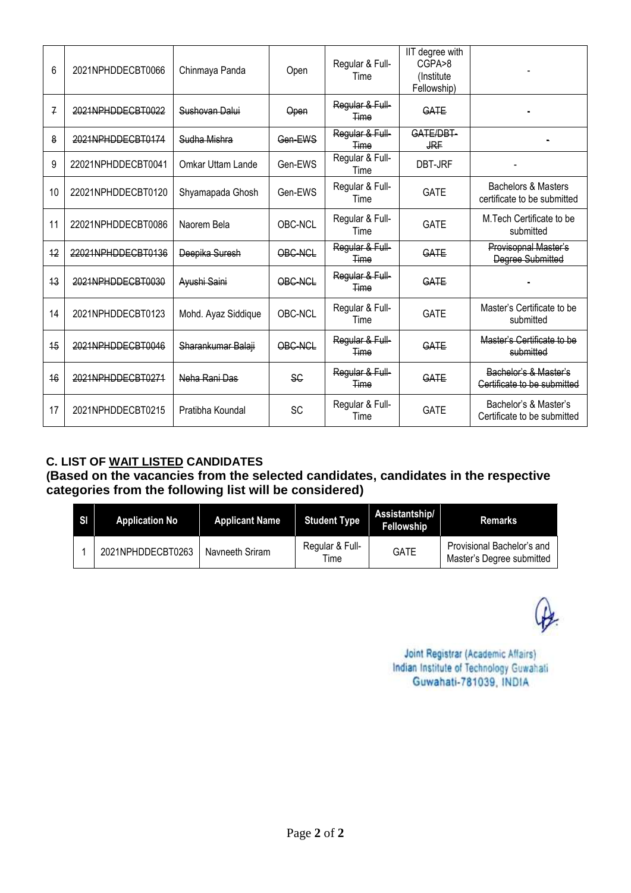| | | | | | | |
|---|---|---|---|---|---|---|
| 6 | 2021NPHDDECBT0066 | Chinmaya Panda | Open | Regular & Full-Time | IIT degree with CGPA>8 (Institute Fellowship) | - |
| ~~7~~ | ~~2021NPHDDECBT0022~~ | ~~Sushovan Dalui~~ | ~~Open~~ | ~~Regular & Full-Time~~ | ~~GATE~~ | - |
| ~~8~~ | ~~2021NPHDDECBT0174~~ | ~~Sudha Mishra~~ | ~~Gen-EWS~~ | ~~Regular & Full-Time~~ | ~~GATE/DBT-JRF~~ | - |
| 9 | 22021NPHDDECBT0041 | Omkar Uttam Lande | Gen-EWS | Regular & Full-Time | DBT-JRF | - |
| 10 | 22021NPHDDECBT0120 | Shyamapada Ghosh | Gen-EWS | Regular & Full-Time | GATE | Bachelors & Masters certificate to be submitted |
| 11 | 22021NPHDDECBT0086 | Naorem Bela | OBC-NCL | Regular & Full-Time | GATE | M.Tech Certificate to be submitted |
| ~~12~~ | ~~22021NPHDDECBT0136~~ | ~~Deepika Suresh~~ | ~~OBC-NCL~~ | ~~Regular & Full-Time~~ | ~~GATE~~ | ~~Provisopnal Master's Degree Submitted~~ |
| ~~13~~ | ~~2021NPHDDECBT0030~~ | ~~Ayushi Saini~~ | ~~OBC-NCL~~ | ~~Regular & Full-Time~~ | ~~GATE~~ | - |
| 14 | 2021NPHDDECBT0123 | Mohd. Ayaz Siddique | OBC-NCL | Regular & Full-Time | GATE | Master's Certificate to be submitted |
| ~~15~~ | ~~2021NPHDDECBT0046~~ | ~~Sharankumar Balaji~~ | ~~OBC-NCL~~ | ~~Regular & Full-Time~~ | ~~GATE~~ | ~~Master's Certificate to be submitted~~ |
| ~~16~~ | ~~2021NPHDDECBT0271~~ | ~~Neha Rani Das~~ | ~~SC~~ | ~~Regular & Full-Time~~ | ~~GATE~~ | ~~Bachelor's & Master's Certificate to be submitted~~ |
| 17 | 2021NPHDDECBT0215 | Pratibha Koundal | SC | Regular & Full-Time | GATE | Bachelor's & Master's Certificate to be submitted |

**C. LIST OF WAIT LISTED CANDIDATES**

**(Based on the vacancies from the selected candidates, candidates in the respective categories from the following list will be considered)**

| Sl | Application No | Applicant Name | Student Type | Assistantship/ Fellowship | Remarks |
|---|---|---|---|---|---|
| 1 | 2021NPHDDECBT0263 | Navneeth Sriram | Regular & Full-Time | GATE | Provisional Bachelor's and Master's Degree submitted |

Joint Registrar (Academic Affairs)
Indian Institute of Technology Guwahati
Guwahati-781039, INDIA